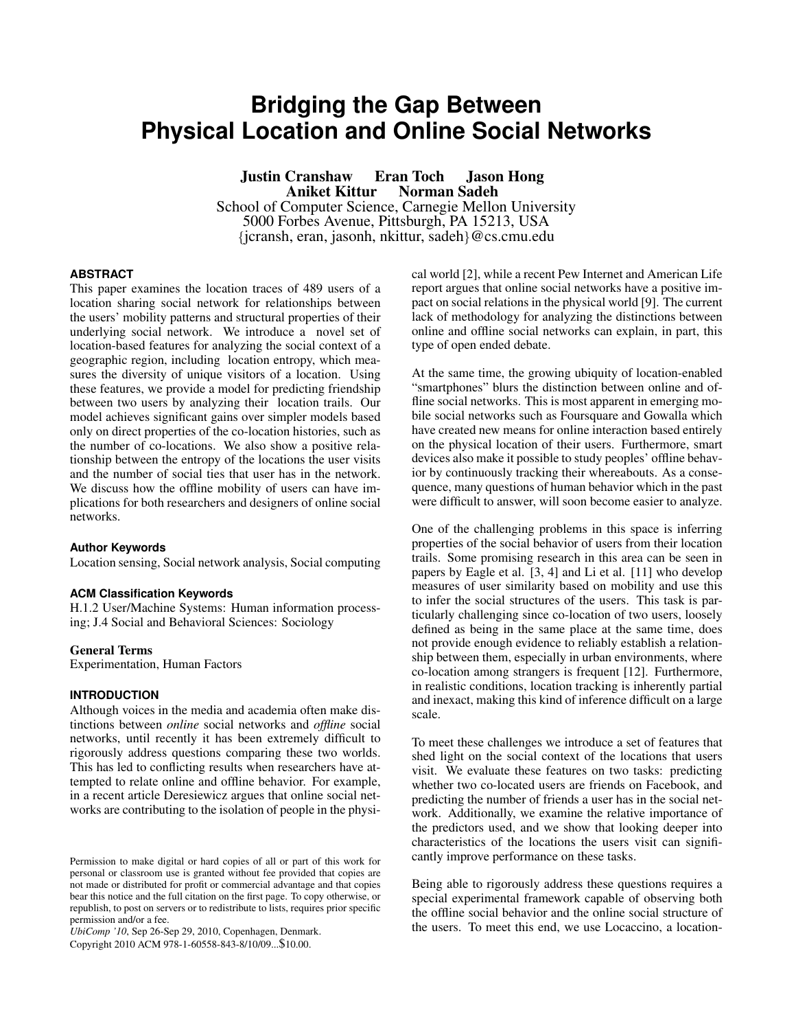# Bridging the Gap Between Physical Location and Online Social Networks

**Justin Cranshaw  Eran Toch  Jason Hong**
**Aniket Kittur  Norman Sadeh**
School of Computer Science, Carnegie Mellon University
5000 Forbes Avenue, Pittsburgh, PA 15213, USA
{jcransh, eran, jasonh, nkittur, sadeh}@cs.cmu.edu

## ABSTRACT

This paper examines the location traces of 489 users of a location sharing social network for relationships between the users' mobility patterns and structural properties of their underlying social network. We introduce a novel set of location-based features for analyzing the social context of a geographic region, including location entropy, which measures the diversity of unique visitors of a location. Using these features, we provide a model for predicting friendship between two users by analyzing their location trails. Our model achieves significant gains over simpler models based only on direct properties of the co-location histories, such as the number of co-locations. We also show a positive relationship between the entropy of the locations the user visits and the number of social ties that user has in the network. We discuss how the offline mobility of users can have implications for both researchers and designers of online social networks.

### Author Keywords

Location sensing, Social network analysis, Social computing

### ACM Classification Keywords

H.1.2 User/Machine Systems: Human information processing; J.4 Social and Behavioral Sciences: Sociology

### General Terms

Experimentation, Human Factors

## INTRODUCTION

Although voices in the media and academia often make distinctions between *online* social networks and *offline* social networks, until recently it has been extremely difficult to rigorously address questions comparing these two worlds. This has led to conflicting results when researchers have attempted to relate online and offline behavior. For example, in a recent article Deresiewicz argues that online social networks are contributing to the isolation of people in the physical world [2], while a recent Pew Internet and American Life report argues that online social networks have a positive impact on social relations in the physical world [9]. The current lack of methodology for analyzing the distinctions between online and offline social networks can explain, in part, this type of open ended debate.

At the same time, the growing ubiquity of location-enabled "smartphones" blurs the distinction between online and offline social networks. This is most apparent in emerging mobile social networks such as Foursquare and Gowalla which have created new means for online interaction based entirely on the physical location of their users. Furthermore, smart devices also make it possible to study peoples' offline behavior by continuously tracking their whereabouts. As a consequence, many questions of human behavior which in the past were difficult to answer, will soon become easier to analyze.

One of the challenging problems in this space is inferring properties of the social behavior of users from their location trails. Some promising research in this area can be seen in papers by Eagle et al. [3, 4] and Li et al. [11] who develop measures of user similarity based on mobility and use this to infer the social structures of the users. This task is particularly challenging since co-location of two users, loosely defined as being in the same place at the same time, does not provide enough evidence to reliably establish a relationship between them, especially in urban environments, where co-location among strangers is frequent [12]. Furthermore, in realistic conditions, location tracking is inherently partial and inexact, making this kind of inference difficult on a large scale.

To meet these challenges we introduce a set of features that shed light on the social context of the locations that users visit. We evaluate these features on two tasks: predicting whether two co-located users are friends on Facebook, and predicting the number of friends a user has in the social network. Additionally, we examine the relative importance of the predictors used, and we show that looking deeper into characteristics of the locations the users visit can significantly improve performance on these tasks.

Being able to rigorously address these questions requires a special experimental framework capable of observing both the offline social behavior and the online social structure of the users. To meet this end, we use Locaccino, a location-

Permission to make digital or hard copies of all or part of this work for personal or classroom use is granted without fee provided that copies are not made or distributed for profit or commercial advantage and that copies bear this notice and the full citation on the first page. To copy otherwise, or republish, to post on servers or to redistribute to lists, requires prior specific permission and/or a fee.
*UbiComp '10*, Sep 26-Sep 29, 2010, Copenhagen, Denmark.
Copyright 2010 ACM 978-1-60558-843-8/10/09...$10.00.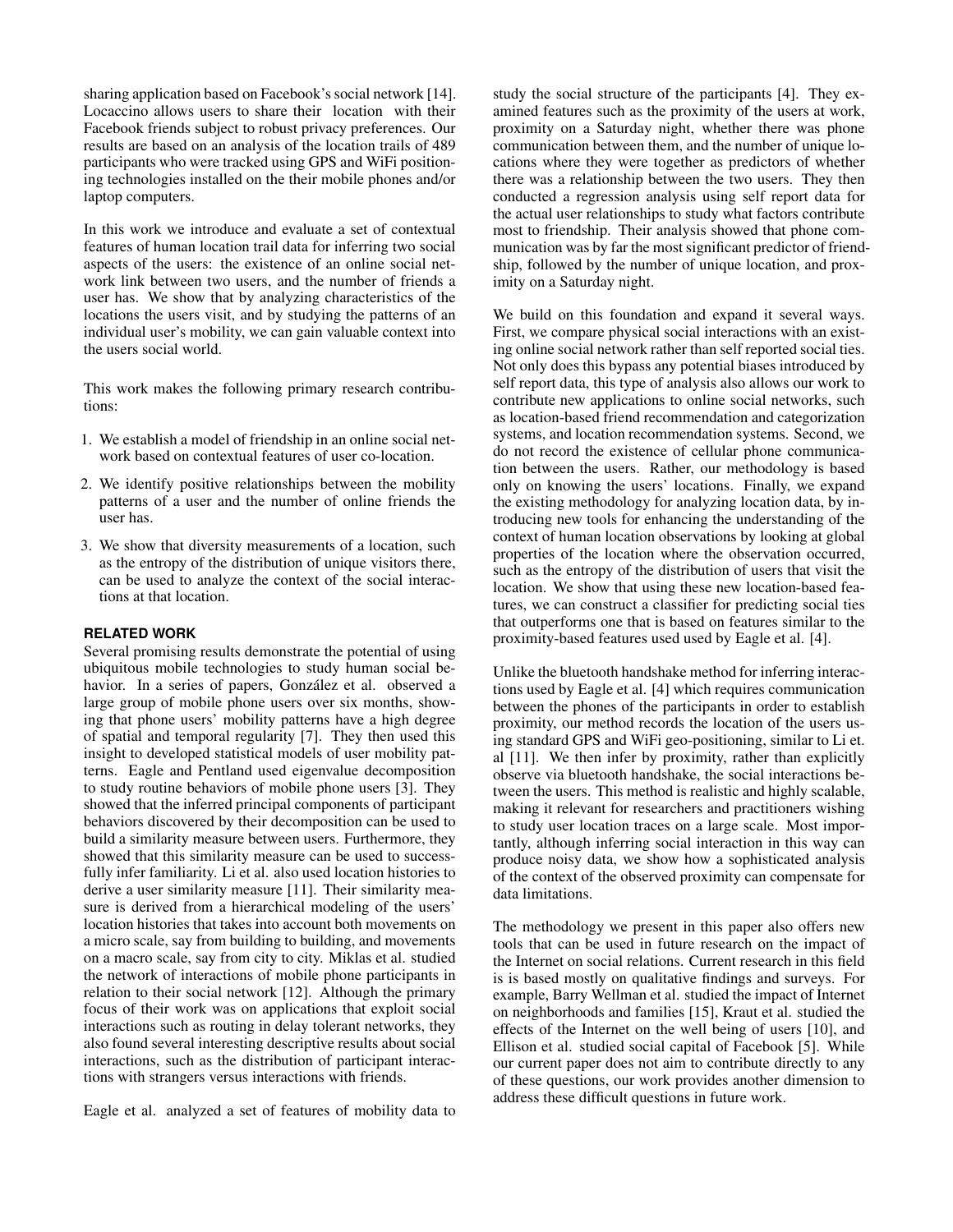sharing application based on Facebook's social network [14]. Locaccino allows users to share their location with their Facebook friends subject to robust privacy preferences. Our results are based on an analysis of the location trails of 489 participants who were tracked using GPS and WiFi positioning technologies installed on the their mobile phones and/or laptop computers.

In this work we introduce and evaluate a set of contextual features of human location trail data for inferring two social aspects of the users: the existence of an online social network link between two users, and the number of friends a user has. We show that by analyzing characteristics of the locations the users visit, and by studying the patterns of an individual user's mobility, we can gain valuable context into the users social world.

This work makes the following primary research contributions:

1. We establish a model of friendship in an online social network based on contextual features of user co-location.
2. We identify positive relationships between the mobility patterns of a user and the number of online friends the user has.
3. We show that diversity measurements of a location, such as the entropy of the distribution of unique visitors there, can be used to analyze the context of the social interactions at that location.

## RELATED WORK

Several promising results demonstrate the potential of using ubiquitous mobile technologies to study human social behavior. In a series of papers, González et al. observed a large group of mobile phone users over six months, showing that phone users' mobility patterns have a high degree of spatial and temporal regularity [7]. They then used this insight to developed statistical models of user mobility patterns. Eagle and Pentland used eigenvalue decomposition to study routine behaviors of mobile phone users [3]. They showed that the inferred principal components of participant behaviors discovered by their decomposition can be used to build a similarity measure between users. Furthermore, they showed that this similarity measure can be used to successfully infer familiarity. Li et al. also used location histories to derive a user similarity measure [11]. Their similarity measure is derived from a hierarchical modeling of the users' location histories that takes into account both movements on a micro scale, say from building to building, and movements on a macro scale, say from city to city. Miklas et al. studied the network of interactions of mobile phone participants in relation to their social network [12]. Although the primary focus of their work was on applications that exploit social interactions such as routing in delay tolerant networks, they also found several interesting descriptive results about social interactions, such as the distribution of participant interactions with strangers versus interactions with friends.

Eagle et al. analyzed a set of features of mobility data to study the social structure of the participants [4]. They examined features such as the proximity of the users at work, proximity on a Saturday night, whether there was phone communication between them, and the number of unique locations where they were together as predictors of whether there was a relationship between the two users. They then conducted a regression analysis using self report data for the actual user relationships to study what factors contribute most to friendship. Their analysis showed that phone communication was by far the most significant predictor of friendship, followed by the number of unique location, and proximity on a Saturday night.

We build on this foundation and expand it several ways. First, we compare physical social interactions with an existing online social network rather than self reported social ties. Not only does this bypass any potential biases introduced by self report data, this type of analysis also allows our work to contribute new applications to online social networks, such as location-based friend recommendation and categorization systems, and location recommendation systems. Second, we do not record the existence of cellular phone communication between the users. Rather, our methodology is based only on knowing the users' locations. Finally, we expand the existing methodology for analyzing location data, by introducing new tools for enhancing the understanding of the context of human location observations by looking at global properties of the location where the observation occurred, such as the entropy of the distribution of users that visit the location. We show that using these new location-based features, we can construct a classifier for predicting social ties that outperforms one that is based on features similar to the proximity-based features used used by Eagle et al. [4].

Unlike the bluetooth handshake method for inferring interactions used by Eagle et al. [4] which requires communication between the phones of the participants in order to establish proximity, our method records the location of the users using standard GPS and WiFi geo-positioning, similar to Li et. al [11]. We then infer by proximity, rather than explicitly observe via bluetooth handshake, the social interactions between the users. This method is realistic and highly scalable, making it relevant for researchers and practitioners wishing to study user location traces on a large scale. Most importantly, although inferring social interaction in this way can produce noisy data, we show how a sophisticated analysis of the context of the observed proximity can compensate for data limitations.

The methodology we present in this paper also offers new tools that can be used in future research on the impact of the Internet on social relations. Current research in this field is is based mostly on qualitative findings and surveys. For example, Barry Wellman et al. studied the impact of Internet on neighborhoods and families [15], Kraut et al. studied the effects of the Internet on the well being of users [10], and Ellison et al. studied social capital of Facebook [5]. While our current paper does not aim to contribute directly to any of these questions, our work provides another dimension to address these difficult questions in future work.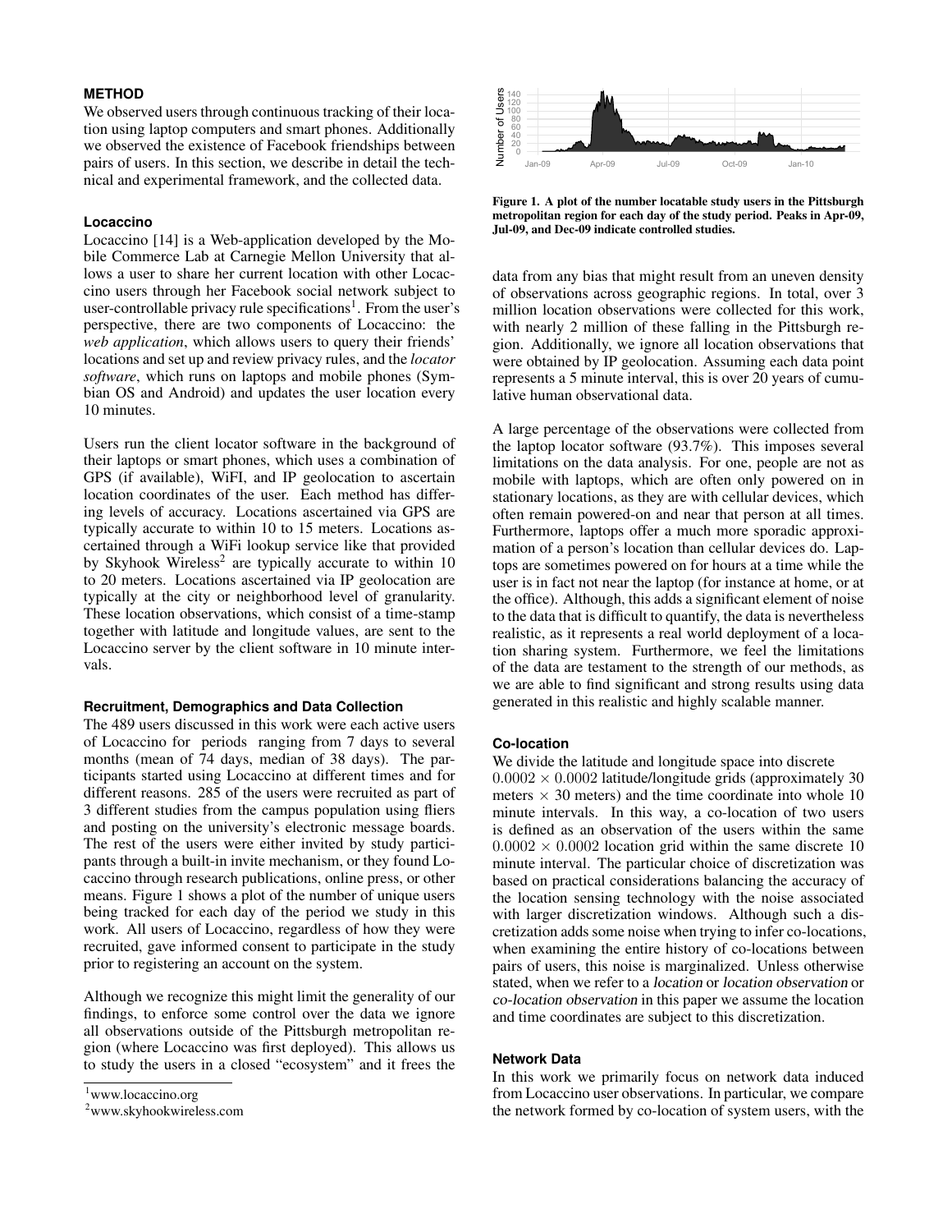## METHOD

We observed users through continuous tracking of their location using laptop computers and smart phones. Additionally we observed the existence of Facebook friendships between pairs of users. In this section, we describe in detail the technical and experimental framework, and the collected data.

### Locaccino

Locaccino [14] is a Web-application developed by the Mobile Commerce Lab at Carnegie Mellon University that allows a user to share her current location with other Locaccino users through her Facebook social network subject to user-controllable privacy rule specifications[1]. From the user's perspective, there are two components of Locaccino: the *web application*, which allows users to query their friends' locations and set up and review privacy rules, and the *locator software*, which runs on laptops and mobile phones (Symbian OS and Android) and updates the user location every 10 minutes.

Users run the client locator software in the background of their laptops or smart phones, which uses a combination of GPS (if available), WiFI, and IP geolocation to ascertain location coordinates of the user. Each method has differing levels of accuracy. Locations ascertained via GPS are typically accurate to within 10 to 15 meters. Locations ascertained through a WiFi lookup service like that provided by Skyhook Wireless[2] are typically accurate to within 10 to 20 meters. Locations ascertained via IP geolocation are typically at the city or neighborhood level of granularity. These location observations, which consist of a time-stamp together with latitude and longitude values, are sent to the Locaccino server by the client software in 10 minute intervals.

### Recruitment, Demographics and Data Collection

The 489 users discussed in this work were each active users of Locaccino for periods ranging from 7 days to several months (mean of 74 days, median of 38 days). The participants started using Locaccino at different times and for different reasons. 285 of the users were recruited as part of 3 different studies from the campus population using fliers and posting on the university's electronic message boards. The rest of the users were either invited by study participants through a built-in invite mechanism, or they found Locaccino through research publications, online press, or other means. Figure 1 shows a plot of the number of unique users being tracked for each day of the period we study in this work. All users of Locaccino, regardless of how they were recruited, gave informed consent to participate in the study prior to registering an account on the system.

Although we recognize this might limit the generality of our findings, to enforce some control over the data we ignore all observations outside of the Pittsburgh metropolitan region (where Locaccino was first deployed). This allows us to study the users in a closed "ecosystem" and it frees the data from any bias that might result from an uneven density of observations across geographic regions. In total, over 3 million location observations were collected for this work, with nearly 2 million of these falling in the Pittsburgh region. Additionally, we ignore all location observations that were obtained by IP geolocation. Assuming each data point represents a 5 minute interval, this is over 20 years of cumulative human observational data.

**Figure 1. A plot of the number locatable study users in the Pittsburgh metropolitan region for each day of the study period. Peaks in Apr-09, Jul-09, and Dec-09 indicate controlled studies.**

A large percentage of the observations were collected from the laptop locator software (93.7%). This imposes several limitations on the data analysis. For one, people are not as mobile with laptops, which are often only powered on in stationary locations, as they are with cellular devices, which often remain powered-on and near that person at all times. Furthermore, laptops offer a much more sporadic approximation of a person's location than cellular devices do. Laptops are sometimes powered on for hours at a time while the user is in fact not near the laptop (for instance at home, or at the office). Although, this adds a significant element of noise to the data that is difficult to quantify, the data is nevertheless realistic, as it represents a real world deployment of a location sharing system. Furthermore, we feel the limitations of the data are testament to the strength of our methods, as we are able to find significant and strong results using data generated in this realistic and highly scalable manner.

### Co-location

We divide the latitude and longitude space into discrete $0.0002 \times 0.0002$ latitude/longitude grids (approximately 30 meters $\times$ 30 meters) and the time coordinate into whole 10 minute intervals. In this way, a co-location of two users is defined as an observation of the users within the same $0.0002 \times 0.0002$ location grid within the same discrete 10 minute interval. The particular choice of discretization was based on practical considerations balancing the accuracy of the location sensing technology with the noise associated with larger discretization windows. Although such a discretization adds some noise when trying to infer co-locations, when examining the entire history of co-locations between pairs of users, this noise is marginalized. Unless otherwise stated, when we refer to a *location* or *location observation* or *co-location observation* in this paper we assume the location and time coordinates are subject to this discretization.

### Network Data

In this work we primarily focus on network data induced from Locaccino user observations. In particular, we compare the network formed by co-location of system users, with the

[1] www.locaccino.org

[2] www.skyhookwireless.com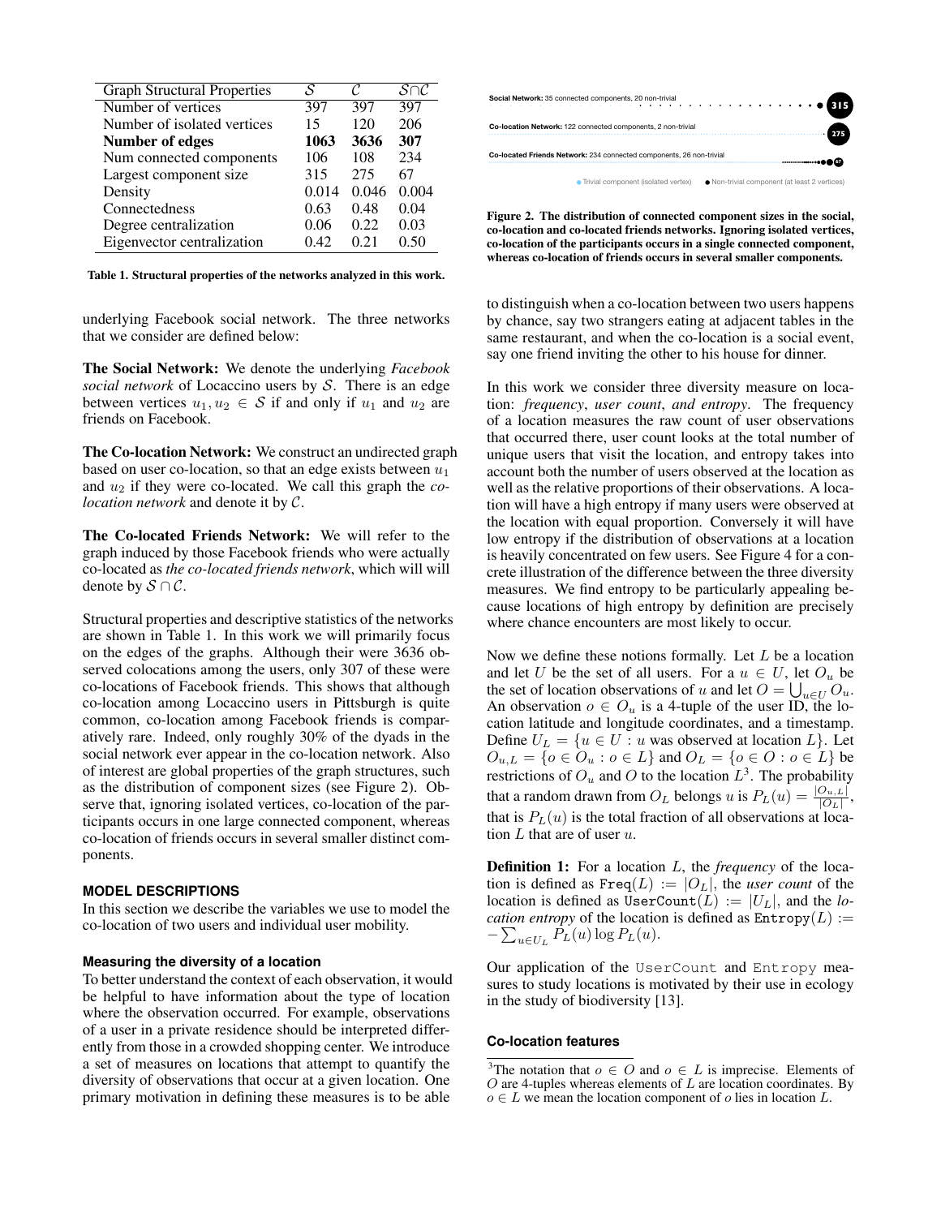| Graph Structural Properties | $\mathcal{S}$ | $\mathcal{C}$ | $\mathcal{S}\cap\mathcal{C}$ |
|---|---|---|---|
| Number of vertices | 397 | 397 | 397 |
| Number of isolated vertices | 15 | 120 | 206 |
| **Number of edges** | **1063** | **3636** | **307** |
| Num connected components | 106 | 108 | 234 |
| Largest component size | 315 | 275 | 67 |
| Density | 0.014 | 0.046 | 0.004 |
| Connectedness | 0.63 | 0.48 | 0.04 |
| Degree centralization | 0.06 | 0.22 | 0.03 |
| Eigenvector centralization | 0.42 | 0.21 | 0.50 |

**Table 1. Structural properties of the networks analyzed in this work.**

underlying Facebook social network. The three networks that we consider are defined below:

**The Social Network:** We denote the underlying *Facebook social network* of Locaccino users by $\mathcal{S}$. There is an edge between vertices $u_1, u_2 \in \mathcal{S}$ if and only if $u_1$ and $u_2$ are friends on Facebook.

**The Co-location Network:** We construct an undirected graph based on user co-location, so that an edge exists between $u_1$ and $u_2$ if they were co-located. We call this graph the *co-location network* and denote it by $\mathcal{C}$.

**The Co-located Friends Network:** We will refer to the graph induced by those Facebook friends who were actually co-located as *the co-located friends network*, which will will denote by $\mathcal{S} \cap \mathcal{C}$.

Structural properties and descriptive statistics of the networks are shown in Table 1. In this work we will primarily focus on the edges of the graphs. Although their were 3636 observed colocations among the users, only 307 of these were co-locations of Facebook friends. This shows that although co-location among Locaccino users in Pittsburgh is quite common, co-location among Facebook friends is comparatively rare. Indeed, only roughly 30% of the dyads in the social network ever appear in the co-location network. Also of interest are global properties of the graph structures, such as the distribution of component sizes (see Figure 2). Observe that, ignoring isolated vertices, co-location of the participants occurs in one large connected component, whereas co-location of friends occurs in several smaller distinct components.

Social Network: 35 connected components, 20 non-trivial
315
Co-location Network: 122 connected components, 2 non-trivial
275
Co-located Friends Network: 234 connected components, 26 non-trivial
67
Trivial component (isolated vertex)
Non-trivial component (at least 2 vertices)

**Figure 2. The distribution of connected component sizes in the social, co-location and co-located friends networks. Ignoring isolated vertices, co-location of the participants occurs in a single connected component, whereas co-location of friends occurs in several smaller components.**

## MODEL DESCRIPTIONS

In this section we describe the variables we use to model the co-location of two users and individual user mobility.

### Measuring the diversity of a location

To better understand the context of each observation, it would be helpful to have information about the type of location where the observation occurred. For example, observations of a user in a private residence should be interpreted differently from those in a crowded shopping center. We introduce a set of measures on locations that attempt to quantify the diversity of observations that occur at a given location. One primary motivation in defining these measures is to be able to distinguish when a co-location between two users happens by chance, say two strangers eating at adjacent tables in the same restaurant, and when the co-location is a social event, say one friend inviting the other to his house for dinner.

In this work we consider three diversity measure on location: *frequency*, *user count*, *and entropy*. The frequency of a location measures the raw count of user observations that occurred there, user count looks at the total number of unique users that visit the location, and entropy takes into account both the number of users observed at the location as well as the relative proportions of their observations. A location will have a high entropy if many users were observed at the location with equal proportion. Conversely it will have low entropy if the distribution of observations at a location is heavily concentrated on few users. See Figure 4 for a concrete illustration of the difference between the three diversity measures. We find entropy to be particularly appealing because locations of high entropy by definition are precisely where chance encounters are most likely to occur.

Now we define these notions formally. Let $L$ be a location and let $U$ be the set of all users. For a $u \in U$, let $O_u$ be the set of location observations of $u$ and let $O = \bigcup_{u \in U} O_u$. An observation $o \in O_u$ is a 4-tuple of the user ID, the location latitude and longitude coordinates, and a timestamp. Define $U_L = \{u \in U : u \text{ was observed at location } L\}$. Let $O_{u,L} = \{o \in O_u : o \in L\}$ and $O_L = \{o \in O : o \in L\}$ be restrictions of $O_u$ and $O$ to the location $L$[3]. The probability that a random drawn from $O_L$ belongs $u$ is $P_L(u) = \frac{|O_{u,L}|}{|O_L|}$, that is $P_L(u)$ is the total fraction of all observations at location $L$ that are of user $u$.

**Definition 1:** For a location $L$, the *frequency* of the location is defined as $\texttt{Freq}(L) := |O_L|$, the *user count* of the location is defined as $\texttt{UserCount}(L) := |U_L|$, and the *location entropy* of the location is defined as $\texttt{Entropy}(L) := -\sum_{u \in U_L} P_L(u) \log P_L(u)$.

Our application of the UserCount and Entropy measures to study locations is motivated by their use in ecology in the study of biodiversity [13].

### Co-location features

[3]The notation that $o \in O$ and $o \in L$ is imprecise. Elements of $O$ are 4-tuples whereas elements of $L$ are location coordinates. By $o \in L$ we mean the location component of $o$ lies in location $L$.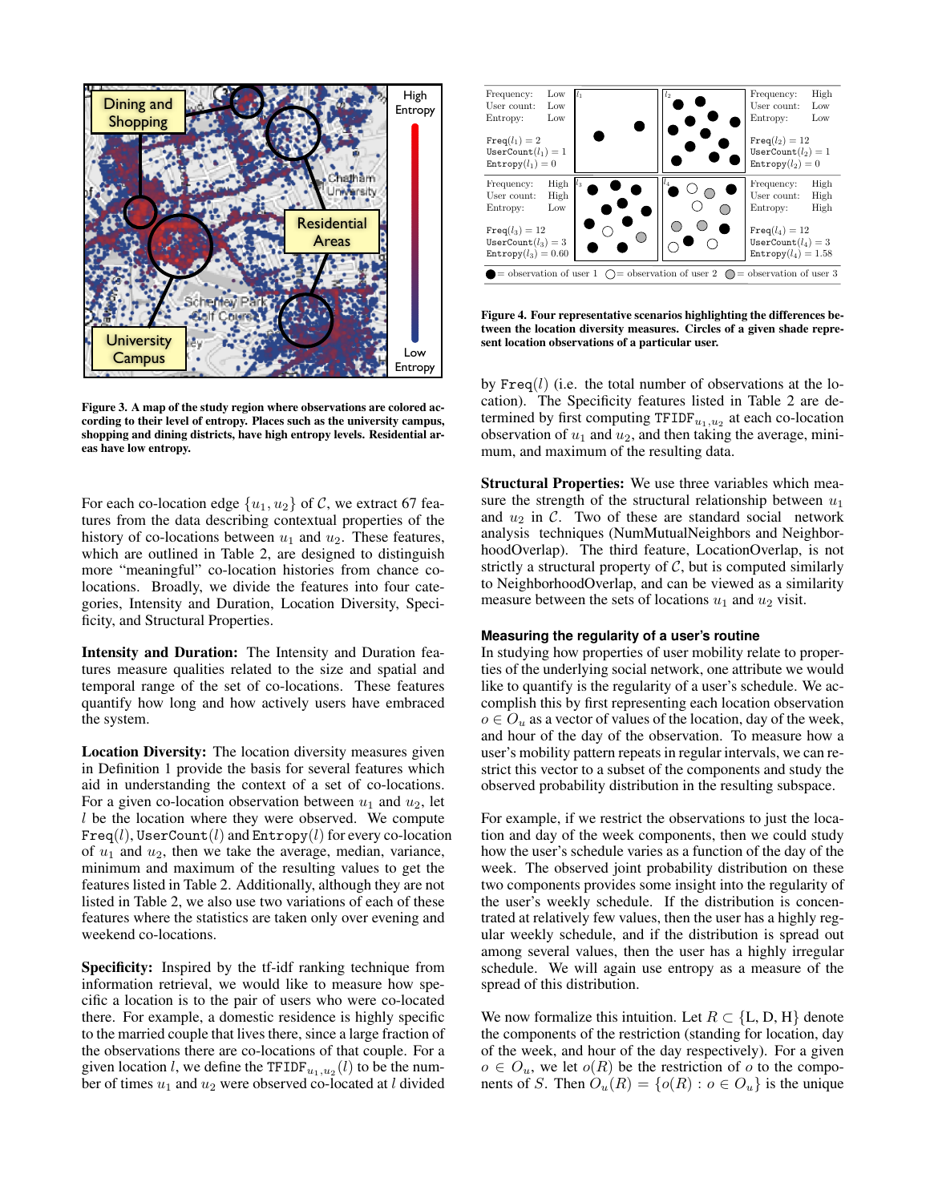Figure 3. A map of the study region where observations are colored according to their level of entropy. Places such as the university campus, shopping and dining districts, have high entropy levels. Residential areas have low entropy.

For each co-location edge $\{u_1, u_2\}$ of $\mathcal{C}$, we extract 67 features from the data describing contextual properties of the history of co-locations between $u_1$ and $u_2$. These features, which are outlined in Table 2, are designed to distinguish more "meaningful" co-location histories from chance co-locations. Broadly, we divide the features into four categories, Intensity and Duration, Location Diversity, Specificity, and Structural Properties.

**Intensity and Duration:** The Intensity and Duration features measure qualities related to the size and spatial and temporal range of the set of co-locations. These features quantify how long and how actively users have embraced the system.

**Location Diversity:** The location diversity measures given in Definition 1 provide the basis for several features which aid in understanding the context of a set of co-locations. For a given co-location observation between $u_1$ and $u_2$, let $l$ be the location where they were observed. We compute $\texttt{Freq}(l)$, $\texttt{UserCount}(l)$ and $\texttt{Entropy}(l)$ for every co-location of $u_1$ and $u_2$, then we take the average, median, variance, minimum and maximum of the resulting values to get the features listed in Table 2. Additionally, although they are not listed in Table 2, we also use two variations of each of these features where the statistics are taken only over evening and weekend co-locations.

**Specificity:** Inspired by the tf-idf ranking technique from information retrieval, we would like to measure how specific a location is to the pair of users who were co-located there. For example, a domestic residence is highly specific to the married couple that lives there, since a large fraction of the observations there are co-locations of that couple. For a given location $l$, we define the $\texttt{TFIDF}_{u_1,u_2}(l)$ to be the number of times $u_1$ and $u_2$ were observed co-located at $l$ divided by $\texttt{Freq}(l)$ (i.e. the total number of observations at the location). The Specificity features listed in Table 2 are determined by first computing $\texttt{TFIDF}_{u_1,u_2}$ at each co-location observation of $u_1$ and $u_2$, and then taking the average, minimum, and maximum of the resulting data.

| Frequency: Low<br>User count: Low<br>Entropy: Low<br><br>$\texttt{Freq}(l_1) = 2$<br>$\texttt{UserCount}(l_1) = 1$<br>$\texttt{Entropy}(l_1) = 0$ | $l_1$ | $l_2$ | Frequency: High<br>User count: Low<br>Entropy: Low<br><br>$\texttt{Freq}(l_2) = 12$<br>$\texttt{UserCount}(l_2) = 1$<br>$\texttt{Entropy}(l_2) = 0$ |
|---|---|---|---|
| Frequency: High<br>User count: High<br>Entropy: Low<br><br>$\texttt{Freq}(l_3) = 12$<br>$\texttt{UserCount}(l_3) = 3$<br>$\texttt{Entropy}(l_3) = 0.60$ | $l_3$ | $l_4$ | Frequency: High<br>User count: High<br>Entropy: High<br><br>$\texttt{Freq}(l_4) = 12$<br>$\texttt{UserCount}(l_4) = 3$<br>$\texttt{Entropy}(l_4) = 1.58$ |

● = observation of user 1 ○ = observation of user 2 ◐ = observation of user 3

Figure 4. Four representative scenarios highlighting the differences between the location diversity measures. Circles of a given shade represent location observations of a particular user.

**Structural Properties:** We use three variables which measure the strength of the structural relationship between $u_1$ and $u_2$ in $\mathcal{C}$. Two of these are standard social network analysis techniques (NumMutualNeighbors and NeighborhoodOverlap). The third feature, LocationOverlap, is not strictly a structural property of $\mathcal{C}$, but is computed similarly to NeighborhoodOverlap, and can be viewed as a similarity measure between the sets of locations $u_1$ and $u_2$ visit.

### Measuring the regularity of a user's routine

In studying how properties of user mobility relate to properties of the underlying social network, one attribute we would like to quantify is the regularity of a user's schedule. We accomplish this by first representing each location observation $o \in O_u$ as a vector of values of the location, day of the week, and hour of the day of the observation. To measure how a user's mobility pattern repeats in regular intervals, we can restrict this vector to a subset of the components and study the observed probability distribution in the resulting subspace.

For example, if we restrict the observations to just the location and day of the week components, then we could study how the user's schedule varies as a function of the day of the week. The observed joint probability distribution on these two components provides some insight into the regularity of the user's weekly schedule. If the distribution is concentrated at relatively few values, then the user has a highly regular weekly schedule, and if the distribution is spread out among several values, then the user has a highly irregular schedule. We will again use entropy as a measure of the spread of this distribution.

We now formalize this intuition. Let $R \subset \{\text{L, D, H}\}$ denote the components of the restriction (standing for location, day of the week, and hour of the day respectively). For a given $o \in O_u$, we let $o(R)$ be the restriction of $o$ to the components of $S$. Then $O_u(R) = \{o(R) : o \in O_u\}$ is the unique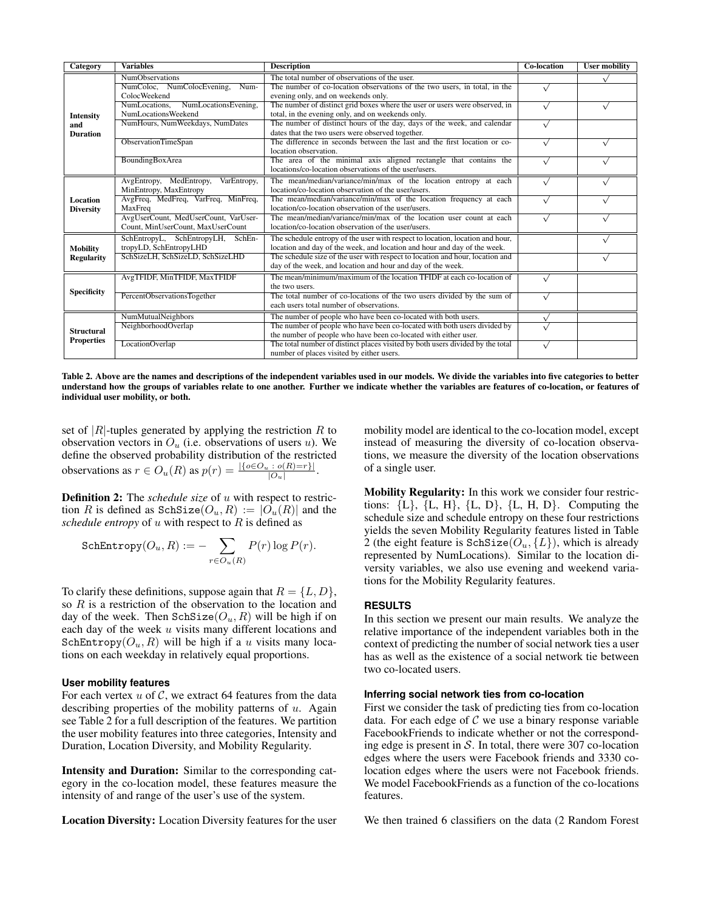| Category | Variables | Description | Co-location | User mobility |
|---|---|---|---|---|
| Intensity and Duration | NumObservations | The total number of observations of the user. | | √ |
| | NumColoc, NumColocEvening, NumColocWeekend | The number of co-location observations of the two users, in total, in the evening only, and on weekends only. | √ | |
| | NumLocations, NumLocationsEvening, NumLocationsWeekend | The number of distinct grid boxes where the user or users were observed, in total, in the evening only, and on weekends only. | √ | √ |
| | NumHours, NumWeekdays, NumDates | The number of distinct hours of the day, days of the week, and calendar dates that the two users were observed together. | √ | |
| | ObservationTimeSpan | The difference in seconds between the last and the first location or co-location observation. | √ | √ |
| | BoundingBoxArea | The area of the minimal axis aligned rectangle that contains the locations/co-location observations of the user/users. | √ | √ |
| Location Diversity | AvgEntropy, MedEntropy, VarEntropy, MinEntropy, MaxEntropy | The mean/median/variance/min/max of the location entropy at each location/co-location observation of the user/users. | √ | √ |
| | AvgFreq, MedFreq, VarFreq, MinFreq, MaxFreq | The mean/median/variance/min/max of the location frequency at each location/co-location observation of the user/users. | √ | √ |
| | AvgUserCount, MedUserCount, VarUserCount, MinUserCount, MaxUserCount | The mean/median/variance/min/max of the location user count at each location/co-location observation of the user/users. | √ | √ |
| Mobility Regularity | SchEntropyL, SchEntropyLH, SchEntropyLD, SchEntropyLHD | The schedule entropy of the user with respect to location, location and hour, location and day of the week, and location and hour and day of the week. | | √ |
| | SchSizeLH, SchSizeLD, SchSizeLHD | The schedule size of the user with respect to location and hour, location and day of the week, and location and hour and day of the week. | | √ |
| Specificity | AvgTFIDF, MinTFIDF, MaxTFIDF | The mean/minimum/maximum of the location TFIDF at each co-location of the two users. | √ | |
| | PercentObservationsTogether | The total number of co-locations of the two users divided by the sum of each users total number of observations. | √ | |
| Structural Properties | NumMutualNeighbors | The number of people who have been co-located with both users. | √ | |
| | NeighborhoodOverlap | The number of people who have been co-located with both users divided by the number of people who have been co-located with either user. | √ | |
| | LocationOverlap | The total number of distinct places visited by both users divided by the total number of places visited by either users. | √ | |

**Table 2. Above are the names and descriptions of the independent variables used in our models. We divide the variables into five categories to better understand how the groups of variables relate to one another. Further we indicate whether the variables are features of co-location, or features of individual user mobility, or both.**

set of $|R|$-tuples generated by applying the restriction $R$ to observation vectors in $O_u$ (i.e. observations of users $u$). We define the observed probability distribution of the restricted observations as $r \in O_u(R)$ as $p(r) = \frac{|\{o \in O_u \,:\, o(R)=r\}|}{|O_u|}$.

**Definition 2:** The *schedule size* of $u$ with respect to restriction $R$ is defined as $\texttt{SchSize}(O_u, R) := |O_u(R)|$ and the *schedule entropy* of $u$ with respect to $R$ is defined as

$$\texttt{SchEntropy}(O_u, R) := -\sum_{r \in O_u(R)} P(r) \log P(r).$$

To clarify these definitions, suppose again that $R = \{L, D\}$, so $R$ is a restriction of the observation to the location and day of the week. Then $\texttt{SchSize}(O_u, R)$ will be high if on each day of the week $u$ visits many different locations and $\texttt{SchEntropy}(O_u, R)$ will be high if a $u$ visits many locations on each weekday in relatively equal proportions.

### User mobility features

For each vertex $u$ of $\mathcal{C}$, we extract 64 features from the data describing properties of the mobility patterns of $u$. Again see Table 2 for a full description of the features. We partition the user mobility features into three categories, Intensity and Duration, Location Diversity, and Mobility Regularity.

**Intensity and Duration:** Similar to the corresponding category in the co-location model, these features measure the intensity of and range of the user's use of the system.

**Location Diversity:** Location Diversity features for the user mobility model are identical to the co-location model, except instead of measuring the diversity of co-location observations, we measure the diversity of the location observations of a single user.

**Mobility Regularity:** In this work we consider four restrictions: {L}, {L, H}, {L, D}, {L, H, D}. Computing the schedule size and schedule entropy on these four restrictions yields the seven Mobility Regularity features listed in Table 2 (the eight feature is $\texttt{SchSize}(O_u, \{L\})$, which is already represented by NumLocations). Similar to the location diversity variables, we also use evening and weekend variations for the Mobility Regularity features.

## RESULTS

In this section we present our main results. We analyze the relative importance of the independent variables both in the context of predicting the number of social network ties a user has as well as the existence of a social network tie between two co-located users.

### Inferring social network ties from co-location

First we consider the task of predicting ties from co-location data. For each edge of $\mathcal{C}$ we use a binary response variable FacebookFriends to indicate whether or not the corresponding edge is present in $\mathcal{S}$. In total, there were 307 co-location edges where the users were Facebook friends and 3330 co-location edges where the users were not Facebook friends. We model FacebookFriends as a function of the co-locations features.

We then trained 6 classifiers on the data (2 Random Forest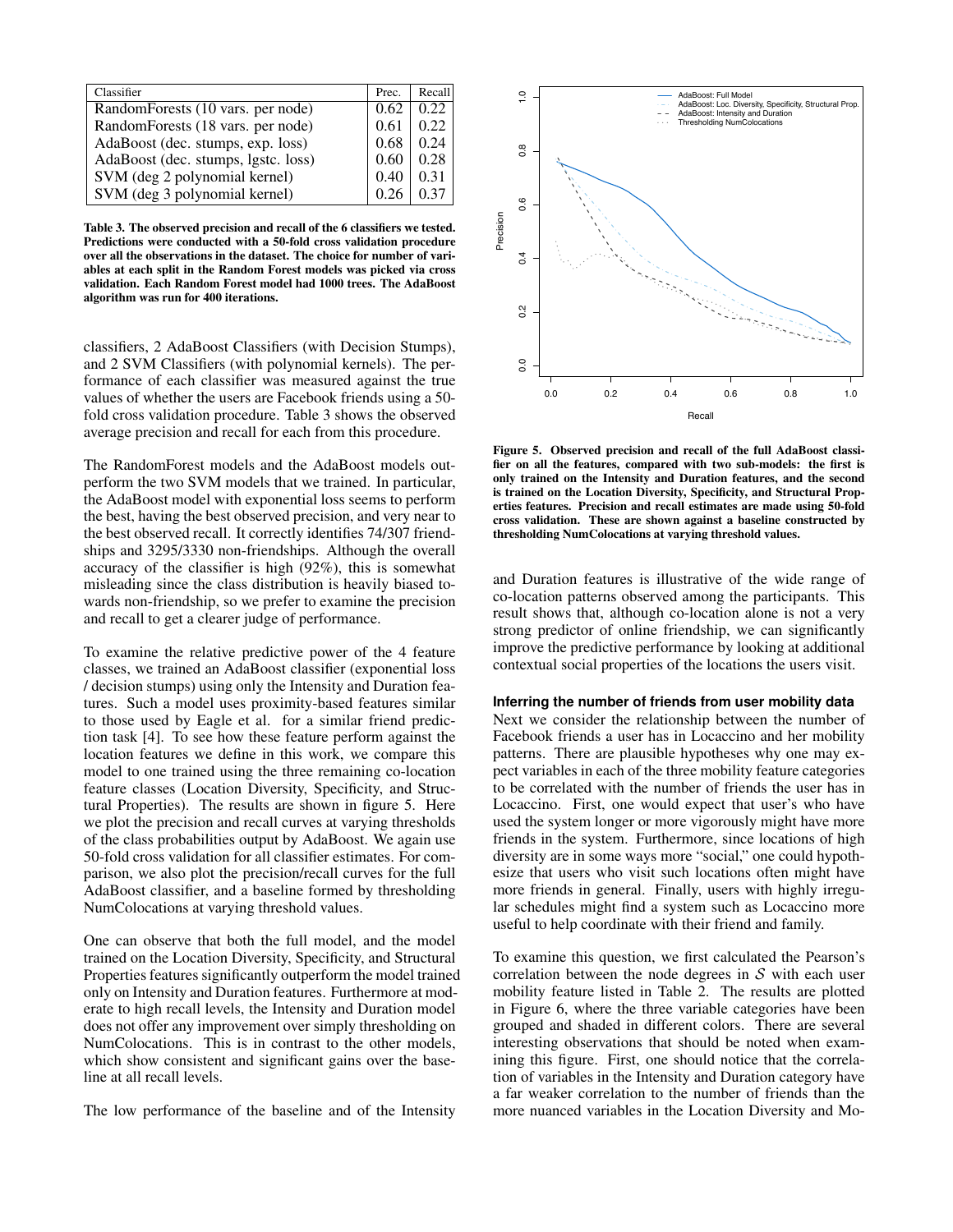| Classifier | Prec. | Recall |
|---|---|---|
| RandomForests (10 vars. per node) | 0.62 | 0.22 |
| RandomForests (18 vars. per node) | 0.61 | 0.22 |
| AdaBoost (dec. stumps, exp. loss) | 0.68 | 0.24 |
| AdaBoost (dec. stumps, lgstc. loss) | 0.60 | 0.28 |
| SVM (deg 2 polynomial kernel) | 0.40 | 0.31 |
| SVM (deg 3 polynomial kernel) | 0.26 | 0.37 |

**Table 3. The observed precision and recall of the 6 classifiers we tested. Predictions were conducted with a 50-fold cross validation procedure over all the observations in the dataset. The choice for number of variables at each split in the Random Forest models was picked via cross validation. Each Random Forest model had 1000 trees. The AdaBoost algorithm was run for 400 iterations.**

classifiers, 2 AdaBoost Classifiers (with Decision Stumps), and 2 SVM Classifiers (with polynomial kernels). The performance of each classifier was measured against the true values of whether the users are Facebook friends using a 50-fold cross validation procedure. Table 3 shows the observed average precision and recall for each from this procedure.

The RandomForest models and the AdaBoost models outperform the two SVM models that we trained. In particular, the AdaBoost model with exponential loss seems to perform the best, having the best observed precision, and very near to the best observed recall. It correctly identifies 74/307 friendships and 3295/3330 non-friendships. Although the overall accuracy of the classifier is high (92%), this is somewhat misleading since the class distribution is heavily biased towards non-friendship, so we prefer to examine the precision and recall to get a clearer judge of performance.

To examine the relative predictive power of the 4 feature classes, we trained an AdaBoost classifier (exponential loss / decision stumps) using only the Intensity and Duration features. Such a model uses proximity-based features similar to those used by Eagle et al. for a similar friend prediction task [4]. To see how these feature perform against the location features we define in this work, we compare this model to one trained using the three remaining co-location feature classes (Location Diversity, Specificity, and Structural Properties). The results are shown in figure 5. Here we plot the precision and recall curves at varying thresholds of the class probabilities output by AdaBoost. We again use 50-fold cross validation for all classifier estimates. For comparison, we also plot the precision/recall curves for the full AdaBoost classifier, and a baseline formed by thresholding NumColocations at varying threshold values.

One can observe that both the full model, and the model trained on the Location Diversity, Specificity, and Structural Properties features significantly outperform the model trained only on Intensity and Duration features. Furthermore at moderate to high recall levels, the Intensity and Duration model does not offer any improvement over simply thresholding on NumColocations. This is in contrast to the other models, which show consistent and significant gains over the baseline at all recall levels.

The low performance of the baseline and of the Intensity and Duration features is illustrative of the wide range of co-location patterns observed among the participants. This result shows that, although co-location alone is not a very strong predictor of online friendship, we can significantly improve the predictive performance by looking at additional contextual social properties of the locations the users visit.

**Figure 5. Observed precision and recall of the full AdaBoost classifier on all the features, compared with two sub-models: the first is only trained on the Intensity and Duration features, and the second is trained on the Location Diversity, Specificity, and Structural Properties features. Precision and recall estimates are made using 50-fold cross validation. These are shown against a baseline constructed by thresholding NumColocations at varying threshold values.**

### Inferring the number of friends from user mobility data

Next we consider the relationship between the number of Facebook friends a user has in Locaccino and her mobility patterns. There are plausible hypotheses why one may expect variables in each of the three mobility feature categories to be correlated with the number of friends the user has in Locaccino. First, one would expect that user's who have used the system longer or more vigorously might have more friends in the system. Furthermore, since locations of high diversity are in some ways more "social," one could hypothesize that users who visit such locations often might have more friends in general. Finally, users with highly irregular schedules might find a system such as Locaccino more useful to help coordinate with their friend and family.

To examine this question, we first calculated the Pearson's correlation between the node degrees in $\mathcal{S}$ with each user mobility feature listed in Table 2. The results are plotted in Figure 6, where the three variable categories have been grouped and shaded in different colors. There are several interesting observations that should be noted when examining this figure. First, one should notice that the correlation of variables in the Intensity and Duration category have a far weaker correlation to the number of friends than the more nuanced variables in the Location Diversity and Mo-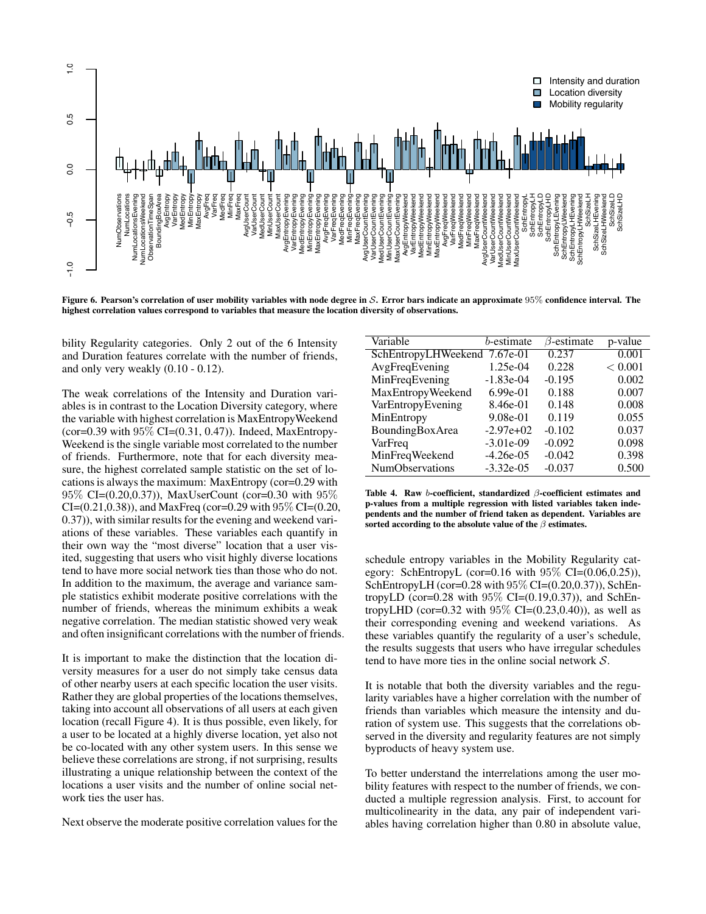Figure 6. Pearson's correlation of user mobility variables with node degree in $\mathcal{S}$. Error bars indicate an approximate $95\%$ confidence interval. The highest correlation values correspond to variables that measure the location diversity of observations.

bility Regularity categories. Only 2 out of the 6 Intensity and Duration features correlate with the number of friends, and only very weakly (0.10 - 0.12).

The weak correlations of the Intensity and Duration variables is in contrast to the Location Diversity category, where the variable with highest correlation is MaxEntropyWeekend (cor=0.39 with $95\%$ CI=(0.31, 0.47)). Indeed, MaxEntropyWeekend is the single variable most correlated to the number of friends. Furthermore, note that for each diversity measure, the highest correlated sample statistic on the set of locations is always the maximum: MaxEntropy (cor=0.29 with $95\%$ CI=(0.20,0.37)), MaxUserCount (cor=0.30 with $95\%$ CI=(0.21,0.38)), and MaxFreq (cor=0.29 with $95\%$ CI=(0.20, 0.37)), with similar results for the evening and weekend variations of these variables. These variables each quantify in their own way the "most diverse" location that a user visited, suggesting that users who visit highly diverse locations tend to have more social network ties than those who do not. In addition to the maximum, the average and variance sample statistics exhibit moderate positive correlations with the number of friends, whereas the minimum exhibits a weak negative correlation. The median statistic showed very weak and often insignificant correlations with the number of friends.

It is important to make the distinction that the location diversity measures for a user do not simply take census data of other nearby users at each specific location the user visits. Rather they are global properties of the locations themselves, taking into account all observations of all users at each given location (recall Figure 4). It is thus possible, even likely, for a user to be located at a highly diverse location, yet also not be co-located with any other system users. In this sense we believe these correlations are strong, if not surprising, results illustrating a unique relationship between the context of the locations a user visits and the number of online social network ties the user has.

Next observe the moderate positive correlation values for the schedule entropy variables in the Mobility Regularity category: SchEntropyL (cor=0.16 with $95\%$ CI=(0.06,0.25)), SchEntropyLH (cor=0.28 with $95\%$ CI=(0.20,0.37)), SchEntropyLD (cor=0.28 with $95\%$ CI=(0.19,0.37)), and SchEntropyLHD (cor=0.32 with $95\%$ CI=(0.23,0.40)), as well as their corresponding evening and weekend variations. As these variables quantify the regularity of a user's schedule, the results suggests that users who have irregular schedules tend to have more ties in the online social network $\mathcal{S}$.

| Variable | $b$-estimate | $\beta$-estimate | p-value |
|---|---|---|---|
| SchEntropyLHWeekend | 7.67e-01 | 0.237 | 0.001 |
| AvgFreqEvening | 1.25e-04 | 0.228 | $< 0.001$ |
| MinFreqEvening | -1.83e-04 | -0.195 | 0.002 |
| MaxEntropyWeekend | 6.99e-01 | 0.188 | 0.007 |
| VarEntropyEvening | 8.46e-01 | 0.148 | 0.008 |
| MinEntropy | 9.08e-01 | 0.119 | 0.055 |
| BoundingBoxArea | -2.97e+02 | -0.102 | 0.037 |
| VarFreq | -3.01e-09 | -0.092 | 0.098 |
| MinFreqWeekend | -4.26e-05 | -0.042 | 0.398 |
| NumObservations | -3.32e-05 | -0.037 | 0.500 |

Table 4. Raw $b$-coefficient, standardized $\beta$-coefficient estimates and p-values from a multiple regression with listed variables taken independents and the number of friend taken as dependent. Variables are sorted according to the absolute value of the $\beta$ estimates.

It is notable that both the diversity variables and the regularity variables have a higher correlation with the number of friends than variables which measure the intensity and duration of system use. This suggests that the correlations observed in the diversity and regularity features are not simply byproducts of heavy system use.

To better understand the interrelations among the user mobility features with respect to the number of friends, we conducted a multiple regression analysis. First, to account for multicolinearity in the data, any pair of independent variables having correlation higher than 0.80 in absolute value,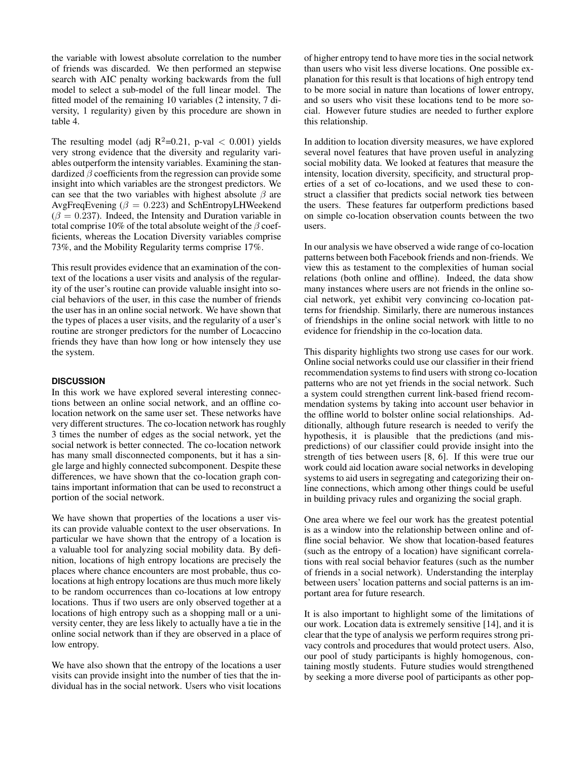the variable with lowest absolute correlation to the number of friends was discarded. We then performed an stepwise search with AIC penalty working backwards from the full model to select a sub-model of the full linear model. The fitted model of the remaining 10 variables (2 intensity, 7 diversity, 1 regularity) given by this procedure are shown in table 4.

The resulting model (adj $R^2$=0.21, p-val $< 0.001$) yields very strong evidence that the diversity and regularity variables outperform the intensity variables. Examining the standardized $\beta$ coefficients from the regression can provide some insight into which variables are the strongest predictors. We can see that the two variables with highest absolute $\beta$ are AvgFreqEvening ($\beta = 0.223$) and SchEntropyLHWeekend ($\beta = 0.237$). Indeed, the Intensity and Duration variable in total comprise 10% of the total absolute weight of the $\beta$ coefficients, whereas the Location Diversity variables comprise 73%, and the Mobility Regularity terms comprise 17%.

This result provides evidence that an examination of the context of the locations a user visits and analysis of the regularity of the user's routine can provide valuable insight into social behaviors of the user, in this case the number of friends the user has in an online social network. We have shown that the types of places a user visits, and the regularity of a user's routine are stronger predictors for the number of Locaccino friends they have than how long or how intensely they use the system.

## DISCUSSION

In this work we have explored several interesting connections between an online social network, and an offline colocation network on the same user set. These networks have very different structures. The co-location network has roughly 3 times the number of edges as the social network, yet the social network is better connected. The co-location network has many small disconnected components, but it has a single large and highly connected subcomponent. Despite these differences, we have shown that the co-location graph contains important information that can be used to reconstruct a portion of the social network.

We have shown that properties of the locations a user visits can provide valuable context to the user observations. In particular we have shown that the entropy of a location is a valuable tool for analyzing social mobility data. By definition, locations of high entropy locations are precisely the places where chance encounters are most probable, thus colocations at high entropy locations are thus much more likely to be random occurrences than co-locations at low entropy locations. Thus if two users are only observed together at a locations of high entropy such as a shopping mall or a university center, they are less likely to actually have a tie in the online social network than if they are observed in a place of low entropy.

We have also shown that the entropy of the locations a user visits can provide insight into the number of ties that the individual has in the social network. Users who visit locations of higher entropy tend to have more ties in the social network than users who visit less diverse locations. One possible explanation for this result is that locations of high entropy tend to be more social in nature than locations of lower entropy, and so users who visit these locations tend to be more social. However future studies are needed to further explore this relationship.

In addition to location diversity measures, we have explored several novel features that have proven useful in analyzing social mobility data. We looked at features that measure the intensity, location diversity, specificity, and structural properties of a set of co-locations, and we used these to construct a classifier that predicts social network ties between the users. These features far outperform predictions based on simple co-location observation counts between the two users.

In our analysis we have observed a wide range of co-location patterns between both Facebook friends and non-friends. We view this as testament to the complexities of human social relations (both online and offline). Indeed, the data show many instances where users are not friends in the online social network, yet exhibit very convincing co-location patterns for friendship. Similarly, there are numerous instances of friendships in the online social network with little to no evidence for friendship in the co-location data.

This disparity highlights two strong use cases for our work. Online social networks could use our classifier in their friend recommendation systems to find users with strong co-location patterns who are not yet friends in the social network. Such a system could strengthen current link-based friend recommendation systems by taking into account user behavior in the offline world to bolster online social relationships. Additionally, although future research is needed to verify the hypothesis, it is plausible that the predictions (and mispredictions) of our classifier could provide insight into the strength of ties between users [8, 6]. If this were true our work could aid location aware social networks in developing systems to aid users in segregating and categorizing their online connections, which among other things could be useful in building privacy rules and organizing the social graph.

One area where we feel our work has the greatest potential is as a window into the relationship between online and offline social behavior. We show that location-based features (such as the entropy of a location) have significant correlations with real social behavior features (such as the number of friends in a social network). Understanding the interplay between users' location patterns and social patterns is an important area for future research.

It is also important to highlight some of the limitations of our work. Location data is extremely sensitive [14], and it is clear that the type of analysis we perform requires strong privacy controls and procedures that would protect users. Also, our pool of study participants is highly homogenous, containing mostly students. Future studies would strengthened by seeking a more diverse pool of participants as other pop-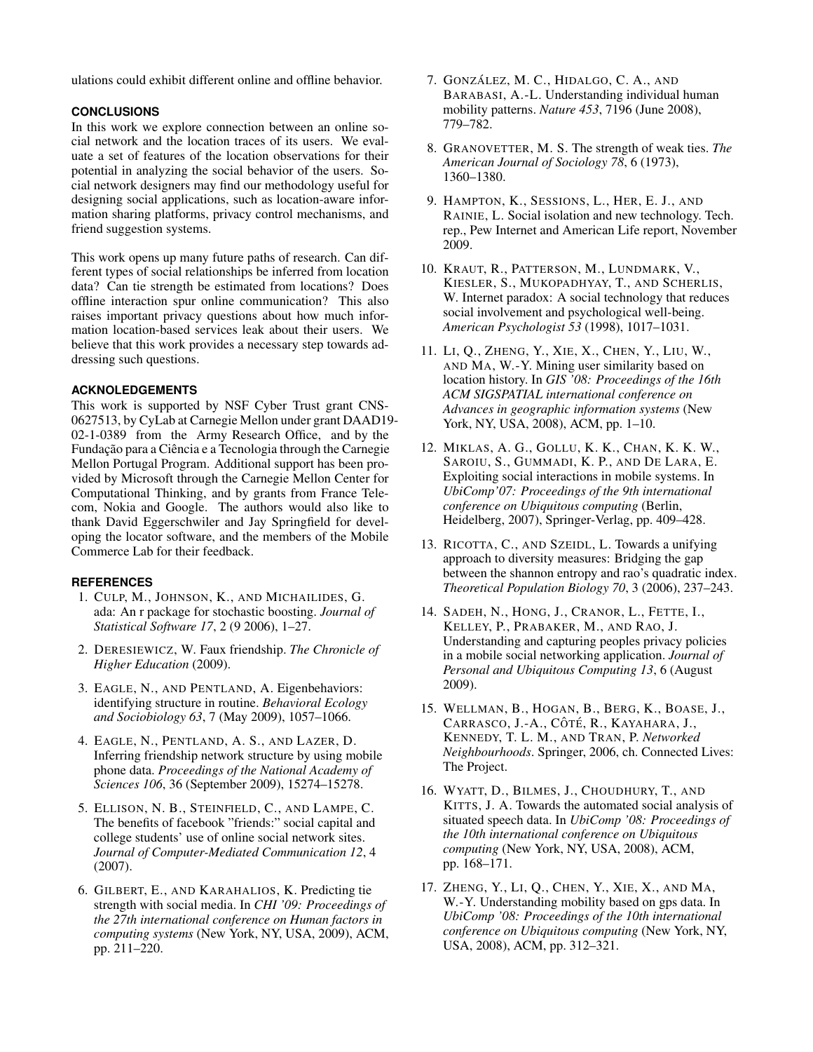ulations could exhibit different online and offline behavior.

## CONCLUSIONS

In this work we explore connection between an online social network and the location traces of its users. We evaluate a set of features of the location observations for their potential in analyzing the social behavior of the users. Social network designers may find our methodology useful for designing social applications, such as location-aware information sharing platforms, privacy control mechanisms, and friend suggestion systems.

This work opens up many future paths of research. Can different types of social relationships be inferred from location data? Can tie strength be estimated from locations? Does offline interaction spur online communication? This also raises important privacy questions about how much information location-based services leak about their users. We believe that this work provides a necessary step towards addressing such questions.

## ACKNOLEDGEMENTS

This work is supported by NSF Cyber Trust grant CNS-0627513, by CyLab at Carnegie Mellon under grant DAAD19-02-1-0389 from the Army Research Office, and by the Fundação para a Ciência e a Tecnologia through the Carnegie Mellon Portugal Program. Additional support has been provided by Microsoft through the Carnegie Mellon Center for Computational Thinking, and by grants from France Telecom, Nokia and Google. The authors would also like to thank David Eggerschwiler and Jay Springfield for developing the locator software, and the members of the Mobile Commerce Lab for their feedback.

## REFERENCES

1. Culp, M., Johnson, K., and Michailides, G. ada: An r package for stochastic boosting. *Journal of Statistical Software 17*, 2 (9 2006), 1–27.
2. Deresiewicz, W. Faux friendship. *The Chronicle of Higher Education* (2009).
3. Eagle, N., and Pentland, A. Eigenbehaviors: identifying structure in routine. *Behavioral Ecology and Sociobiology 63*, 7 (May 2009), 1057–1066.
4. Eagle, N., Pentland, A. S., and Lazer, D. Inferring friendship network structure by using mobile phone data. *Proceedings of the National Academy of Sciences 106*, 36 (September 2009), 15274–15278.
5. Ellison, N. B., Steinfield, C., and Lampe, C. The benefits of facebook "friends:" social capital and college students' use of online social network sites. *Journal of Computer-Mediated Communication 12*, 4 (2007).
6. Gilbert, E., and Karahalios, K. Predicting tie strength with social media. In *CHI '09: Proceedings of the 27th international conference on Human factors in computing systems* (New York, NY, USA, 2009), ACM, pp. 211–220.
7. González, M. C., Hidalgo, C. A., and Barabasi, A.-L. Understanding individual human mobility patterns. *Nature 453*, 7196 (June 2008), 779–782.
8. Granovetter, M. S. The strength of weak ties. *The American Journal of Sociology 78*, 6 (1973), 1360–1380.
9. Hampton, K., Sessions, L., Her, E. J., and Rainie, L. Social isolation and new technology. Tech. rep., Pew Internet and American Life report, November 2009.
10. Kraut, R., Patterson, M., Lundmark, V., Kiesler, S., Mukopadhyay, T., and Scherlis, W. Internet paradox: A social technology that reduces social involvement and psychological well-being. *American Psychologist 53* (1998), 1017–1031.
11. Li, Q., Zheng, Y., Xie, X., Chen, Y., Liu, W., and Ma, W.-Y. Mining user similarity based on location history. In *GIS '08: Proceedings of the 16th ACM SIGSPATIAL international conference on Advances in geographic information systems* (New York, NY, USA, 2008), ACM, pp. 1–10.
12. Miklas, A. G., Gollu, K. K., Chan, K. K. W., Saroiu, S., Gummadi, K. P., and De Lara, E. Exploiting social interactions in mobile systems. In *UbiComp'07: Proceedings of the 9th international conference on Ubiquitous computing* (Berlin, Heidelberg, 2007), Springer-Verlag, pp. 409–428.
13. Ricotta, C., and Szeidl, L. Towards a unifying approach to diversity measures: Bridging the gap between the shannon entropy and rao's quadratic index. *Theoretical Population Biology 70*, 3 (2006), 237–243.
14. Sadeh, N., Hong, J., Cranor, L., Fette, I., Kelley, P., Prabaker, M., and Rao, J. Understanding and capturing peoples privacy policies in a mobile social networking application. *Journal of Personal and Ubiquitous Computing 13*, 6 (August 2009).
15. Wellman, B., Hogan, B., Berg, K., Boase, J., Carrasco, J.-A., Côté, R., Kayahara, J., Kennedy, T. L. M., and Tran, P. *Networked Neighbourhoods*. Springer, 2006, ch. Connected Lives: The Project.
16. Wyatt, D., Bilmes, J., Choudhury, T., and Kitts, J. A. Towards the automated social analysis of situated speech data. In *UbiComp '08: Proceedings of the 10th international conference on Ubiquitous computing* (New York, NY, USA, 2008), ACM, pp. 168–171.
17. Zheng, Y., Li, Q., Chen, Y., Xie, X., and Ma, W.-Y. Understanding mobility based on gps data. In *UbiComp '08: Proceedings of the 10th international conference on Ubiquitous computing* (New York, NY, USA, 2008), ACM, pp. 312–321.